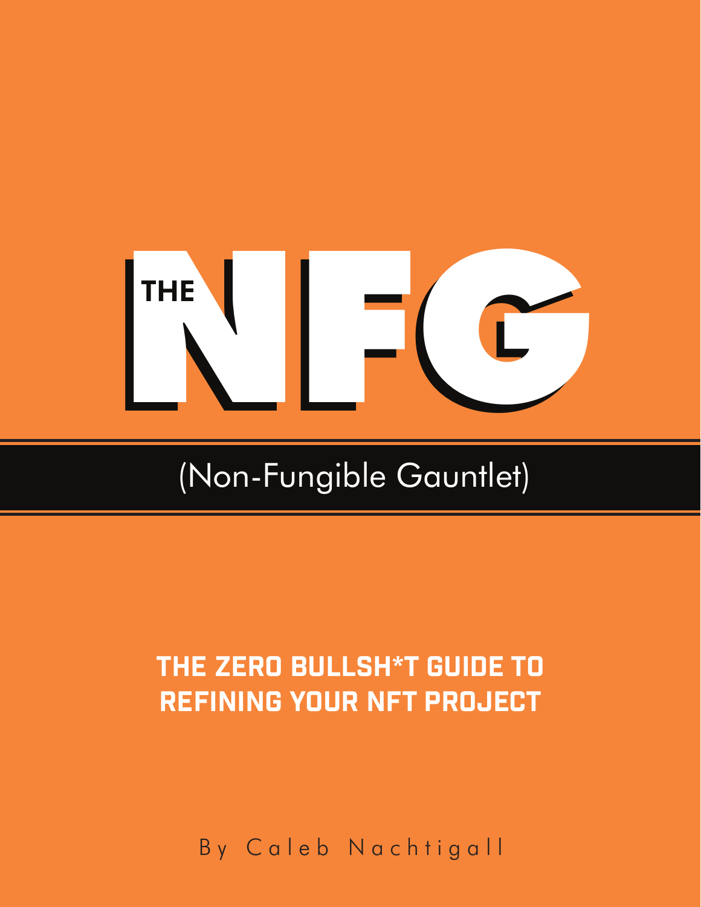# THE NFG

## (Non-Fungible Gauntlet)

**THE ZERO BULLSH*T GUIDE TO REFINING YOUR NFT PROJECT**

By Caleb Nachtigall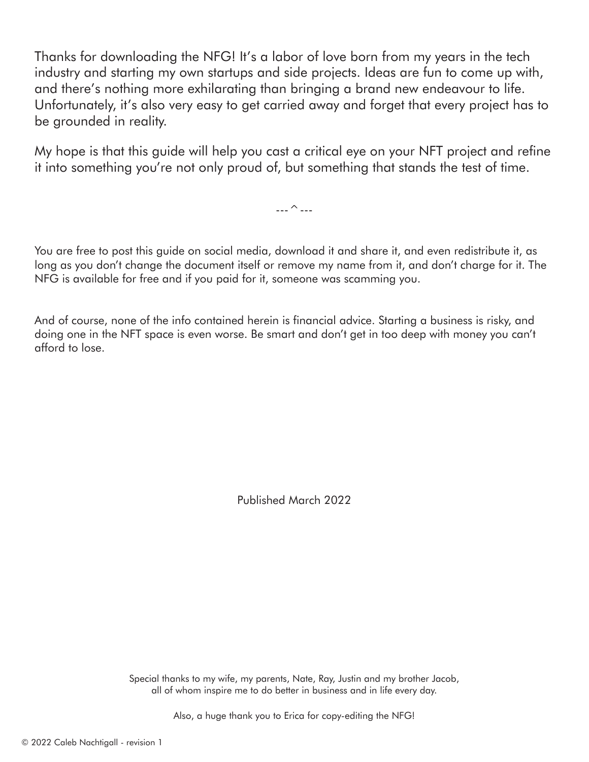Thanks for downloading the NFG! It's a labor of love born from my years in the tech industry and starting my own startups and side projects. Ideas are fun to come up with, and there's nothing more exhilarating than bringing a brand new endeavour to life. Unfortunately, it's also very easy to get carried away and forget that every project has to be grounded in reality.

My hope is that this guide will help you cast a critical eye on your NFT project and refine it into something you're not only proud of, but something that stands the test of time.

---^---

You are free to post this guide on social media, download it and share it, and even redistribute it, as long as you don't change the document itself or remove my name from it, and don't charge for it. The NFG is available for free and if you paid for it, someone was scamming you.

And of course, none of the info contained herein is financial advice. Starting a business is risky, and doing one in the NFT space is even worse. Be smart and don't get in too deep with money you can't afford to lose.

Published March 2022

Special thanks to my wife, my parents, Nate, Ray, Justin and my brother Jacob, all of whom inspire me to do better in business and in life every day.

Also, a huge thank you to Erica for copy-editing the NFG!

© 2022 Caleb Nachtigall - revision 1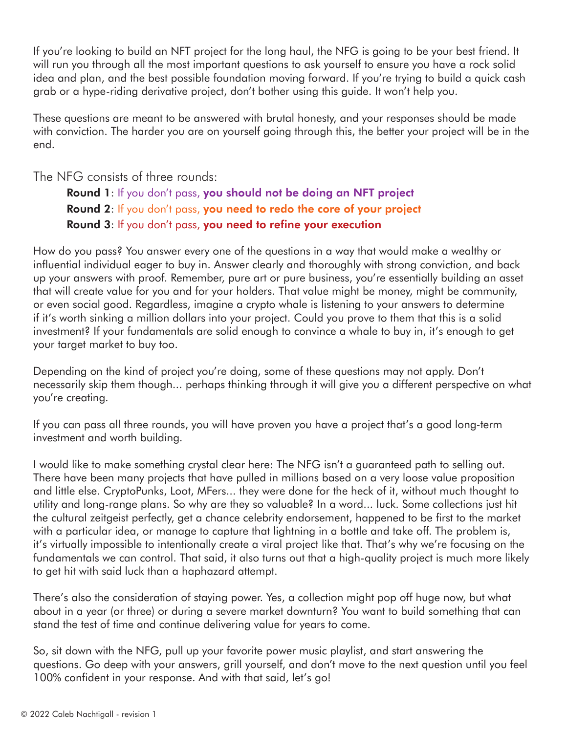If you're looking to build an NFT project for the long haul, the NFG is going to be your best friend. It will run you through all the most important questions to ask yourself to ensure you have a rock solid idea and plan, and the best possible foundation moving forward. If you're trying to build a quick cash grab or a hype-riding derivative project, don't bother using this guide. It won't help you.

These questions are meant to be answered with brutal honesty, and your responses should be made with conviction. The harder you are on yourself going through this, the better your project will be in the end.

The NFG consists of three rounds:

- **Round 1**: If you don't pass, **you should not be doing an NFT project**
- **Round 2**: If you don't pass, **you need to redo the core of your project**
- **Round 3**: If you don't pass, **you need to refine your execution**

How do you pass? You answer every one of the questions in a way that would make a wealthy or influential individual eager to buy in. Answer clearly and thoroughly with strong conviction, and back up your answers with proof. Remember, pure art or pure business, you're essentially building an asset that will create value for you and for your holders. That value might be money, might be community, or even social good. Regardless, imagine a crypto whale is listening to your answers to determine if it's worth sinking a million dollars into your project. Could you prove to them that this is a solid investment? If your fundamentals are solid enough to convince a whale to buy in, it's enough to get your target market to buy too.

Depending on the kind of project you're doing, some of these questions may not apply. Don't necessarily skip them though... perhaps thinking through it will give you a different perspective on what you're creating.

If you can pass all three rounds, you will have proven you have a project that's a good long-term investment and worth building.

I would like to make something crystal clear here: The NFG isn't a guaranteed path to selling out. There have been many projects that have pulled in millions based on a very loose value proposition and little else. CryptoPunks, Loot, MFers... they were done for the heck of it, without much thought to utility and long-range plans. So why are they so valuable? In a word... luck. Some collections just hit the cultural zeitgeist perfectly, get a chance celebrity endorsement, happened to be first to the market with a particular idea, or manage to capture that lightning in a bottle and take off. The problem is, it's virtually impossible to intentionally create a viral project like that. That's why we're focusing on the fundamentals we can control. That said, it also turns out that a high-quality project is much more likely to get hit with said luck than a haphazard attempt.

There's also the consideration of staying power. Yes, a collection might pop off huge now, but what about in a year (or three) or during a severe market downturn? You want to build something that can stand the test of time and continue delivering value for years to come.

So, sit down with the NFG, pull up your favorite power music playlist, and start answering the questions. Go deep with your answers, grill yourself, and don't move to the next question until you feel 100% confident in your response. And with that said, let's go!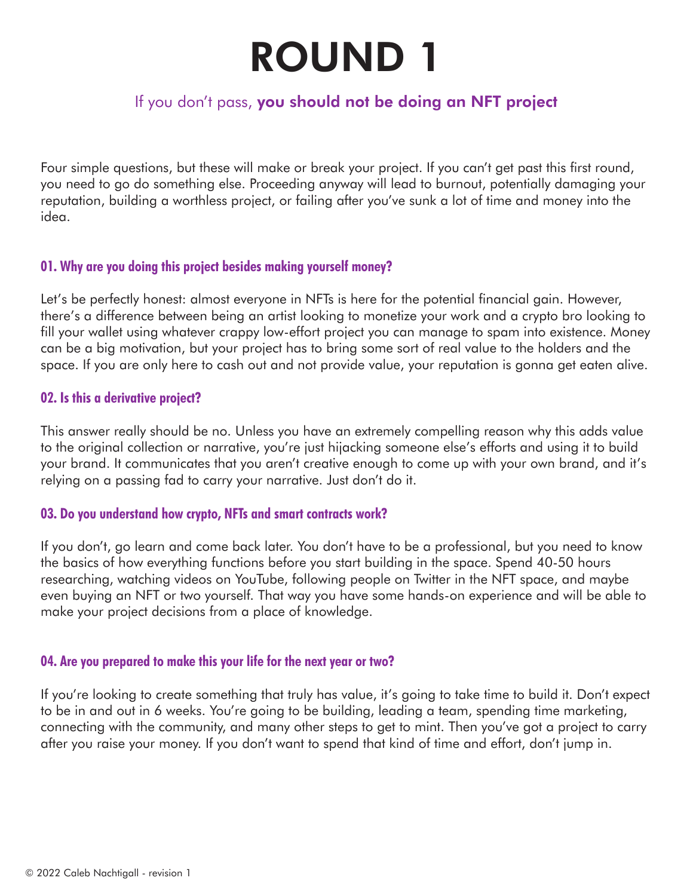# ROUND 1

If you don't pass, **you should not be doing an NFT project**

Four simple questions, but these will make or break your project. If you can't get past this first round, you need to go do something else. Proceeding anyway will lead to burnout, potentially damaging your reputation, building a worthless project, or failing after you've sunk a lot of time and money into the idea.

### 01. Why are you doing this project besides making yourself money?

Let's be perfectly honest: almost everyone in NFTs is here for the potential financial gain. However, there's a difference between being an artist looking to monetize your work and a crypto bro looking to fill your wallet using whatever crappy low-effort project you can manage to spam into existence. Money can be a big motivation, but your project has to bring some sort of real value to the holders and the space. If you are only here to cash out and not provide value, your reputation is gonna get eaten alive.

### 02. Is this a derivative project?

This answer really should be no. Unless you have an extremely compelling reason why this adds value to the original collection or narrative, you're just hijacking someone else's efforts and using it to build your brand. It communicates that you aren't creative enough to come up with your own brand, and it's relying on a passing fad to carry your narrative. Just don't do it.

### 03. Do you understand how crypto, NFTs and smart contracts work?

If you don't, go learn and come back later. You don't have to be a professional, but you need to know the basics of how everything functions before you start building in the space. Spend 40-50 hours researching, watching videos on YouTube, following people on Twitter in the NFT space, and maybe even buying an NFT or two yourself. That way you have some hands-on experience and will be able to make your project decisions from a place of knowledge.

### 04. Are you prepared to make this your life for the next year or two?

If you're looking to create something that truly has value, it's going to take time to build it. Don't expect to be in and out in 6 weeks. You're going to be building, leading a team, spending time marketing, connecting with the community, and many other steps to get to mint. Then you've got a project to carry after you raise your money. If you don't want to spend that kind of time and effort, don't jump in.

© 2022 Caleb Nachtigall - revision 1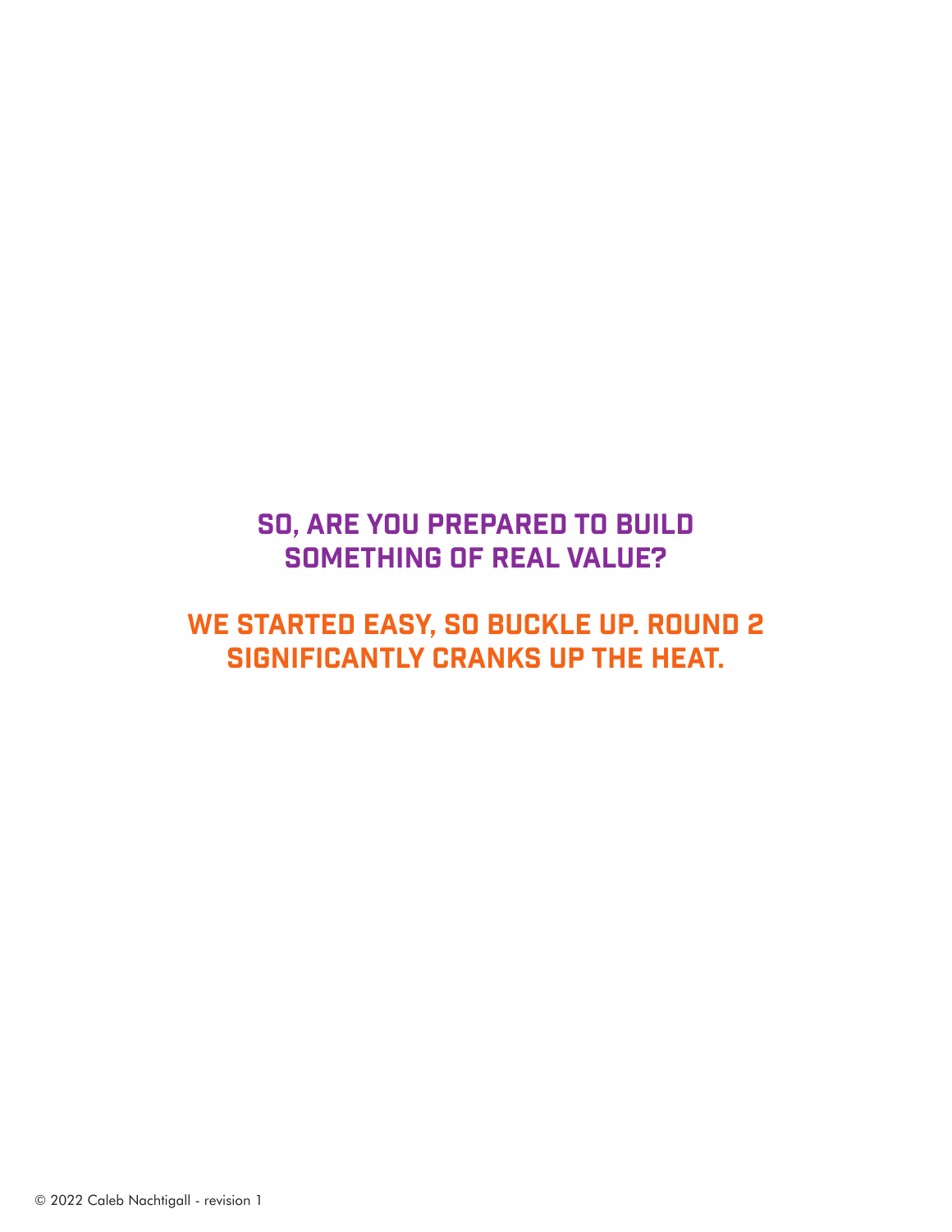## SO, ARE YOU PREPARED TO BUILD SOMETHING OF REAL VALUE?

## WE STARTED EASY, SO BUCKLE UP. ROUND 2 SIGNIFICANTLY CRANKS UP THE HEAT.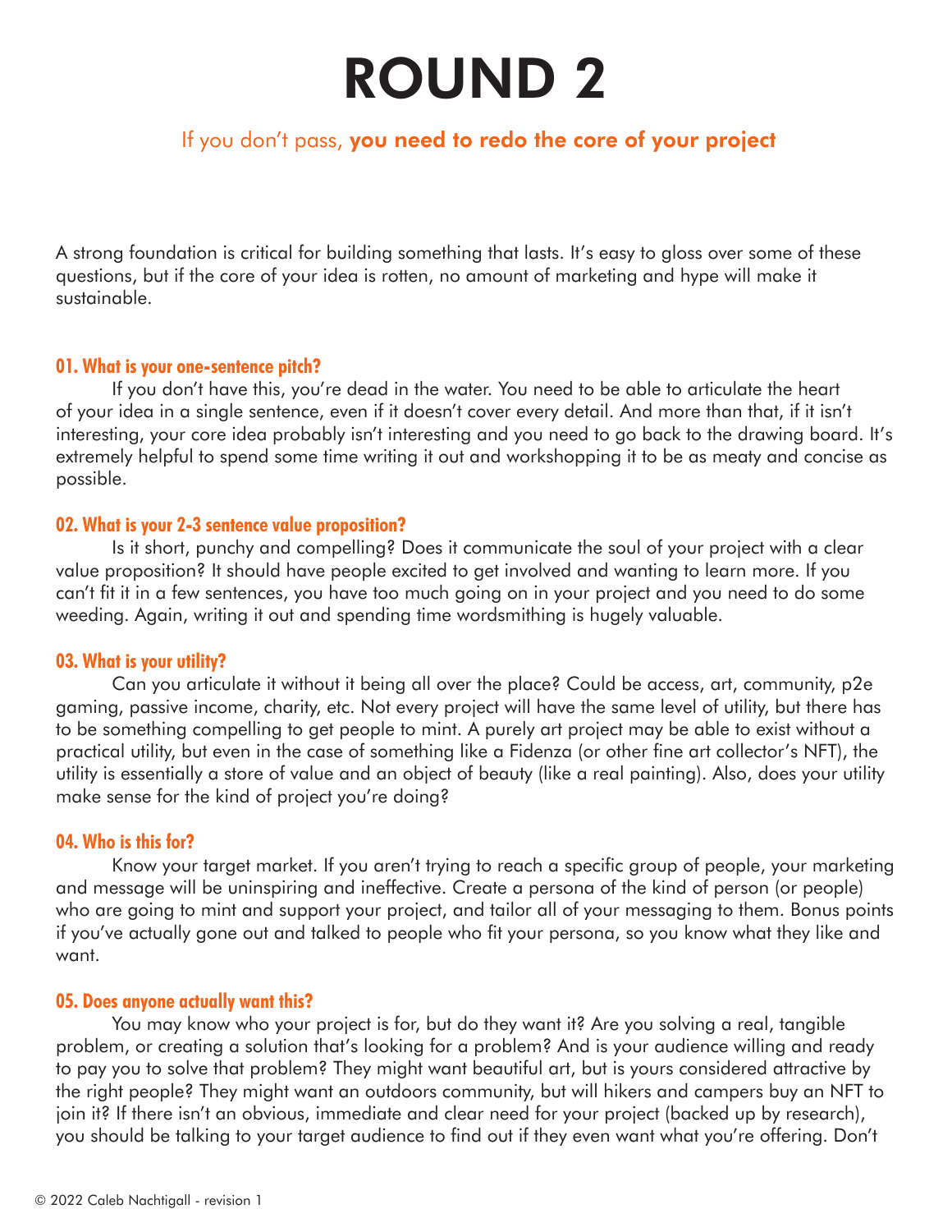# ROUND 2

## If you don't pass, **you need to redo the core of your project**

A strong foundation is critical for building something that lasts. It's easy to gloss over some of these questions, but if the core of your idea is rotten, no amount of marketing and hype will make it sustainable.

### 01. What is your one-sentence pitch?

If you don't have this, you're dead in the water. You need to be able to articulate the heart of your idea in a single sentence, even if it doesn't cover every detail. And more than that, if it isn't interesting, your core idea probably isn't interesting and you need to go back to the drawing board. It's extremely helpful to spend some time writing it out and workshopping it to be as meaty and concise as possible.

### 02. What is your 2-3 sentence value proposition?

Is it short, punchy and compelling? Does it communicate the soul of your project with a clear value proposition? It should have people excited to get involved and wanting to learn more. If you can't fit it in a few sentences, you have too much going on in your project and you need to do some weeding. Again, writing it out and spending time wordsmithing is hugely valuable.

### 03. What is your utility?

Can you articulate it without it being all over the place? Could be access, art, community, p2e gaming, passive income, charity, etc. Not every project will have the same level of utility, but there has to be something compelling to get people to mint. A purely art project may be able to exist without a practical utility, but even in the case of something like a Fidenza (or other fine art collector's NFT), the utility is essentially a store of value and an object of beauty (like a real painting). Also, does your utility make sense for the kind of project you're doing?

### 04. Who is this for?

Know your target market. If you aren't trying to reach a specific group of people, your marketing and message will be uninspiring and ineffective. Create a persona of the kind of person (or people) who are going to mint and support your project, and tailor all of your messaging to them. Bonus points if you've actually gone out and talked to people who fit your persona, so you know what they like and want.

### 05. Does anyone actually want this?

You may know who your project is for, but do they want it? Are you solving a real, tangible problem, or creating a solution that's looking for a problem? And is your audience willing and ready to pay you to solve that problem? They might want beautiful art, but is yours considered attractive by the right people? They might want an outdoors community, but will hikers and campers buy an NFT to join it? If there isn't an obvious, immediate and clear need for your project (backed up by research), you should be talking to your target audience to find out if they even want what you're offering. Don't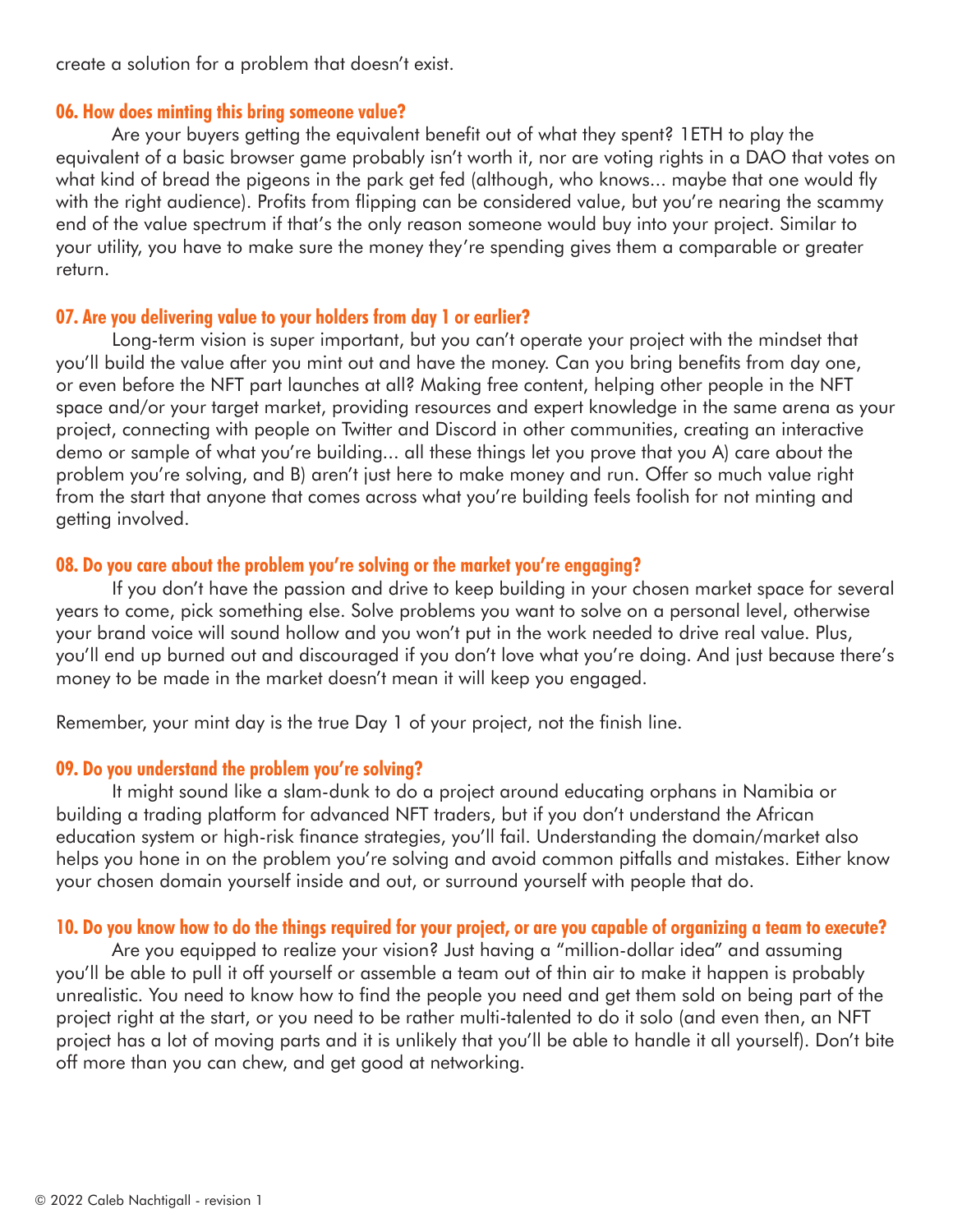create a solution for a problem that doesn't exist.

### 06. How does minting this bring someone value?

Are your buyers getting the equivalent benefit out of what they spent? 1ETH to play the equivalent of a basic browser game probably isn't worth it, nor are voting rights in a DAO that votes on what kind of bread the pigeons in the park get fed (although, who knows... maybe that one would fly with the right audience). Profits from flipping can be considered value, but you're nearing the scammy end of the value spectrum if that's the only reason someone would buy into your project. Similar to your utility, you have to make sure the money they're spending gives them a comparable or greater return.

### 07. Are you delivering value to your holders from day 1 or earlier?

Long-term vision is super important, but you can't operate your project with the mindset that you'll build the value after you mint out and have the money. Can you bring benefits from day one, or even before the NFT part launches at all? Making free content, helping other people in the NFT space and/or your target market, providing resources and expert knowledge in the same arena as your project, connecting with people on Twitter and Discord in other communities, creating an interactive demo or sample of what you're building... all these things let you prove that you A) care about the problem you're solving, and B) aren't just here to make money and run. Offer so much value right from the start that anyone that comes across what you're building feels foolish for not minting and getting involved.

### 08. Do you care about the problem you're solving or the market you're engaging?

If you don't have the passion and drive to keep building in your chosen market space for several years to come, pick something else. Solve problems you want to solve on a personal level, otherwise your brand voice will sound hollow and you won't put in the work needed to drive real value. Plus, you'll end up burned out and discouraged if you don't love what you're doing. And just because there's money to be made in the market doesn't mean it will keep you engaged.

Remember, your mint day is the true Day 1 of your project, not the finish line.

### 09. Do you understand the problem you're solving?

It might sound like a slam-dunk to do a project around educating orphans in Namibia or building a trading platform for advanced NFT traders, but if you don't understand the African education system or high-risk finance strategies, you'll fail. Understanding the domain/market also helps you hone in on the problem you're solving and avoid common pitfalls and mistakes. Either know your chosen domain yourself inside and out, or surround yourself with people that do.

### 10. Do you know how to do the things required for your project, or are you capable of organizing a team to execute?

Are you equipped to realize your vision? Just having a "million-dollar idea" and assuming you'll be able to pull it off yourself or assemble a team out of thin air to make it happen is probably unrealistic. You need to know how to find the people you need and get them sold on being part of the project right at the start, or you need to be rather multi-talented to do it solo (and even then, an NFT project has a lot of moving parts and it is unlikely that you'll be able to handle it all yourself). Don't bite off more than you can chew, and get good at networking.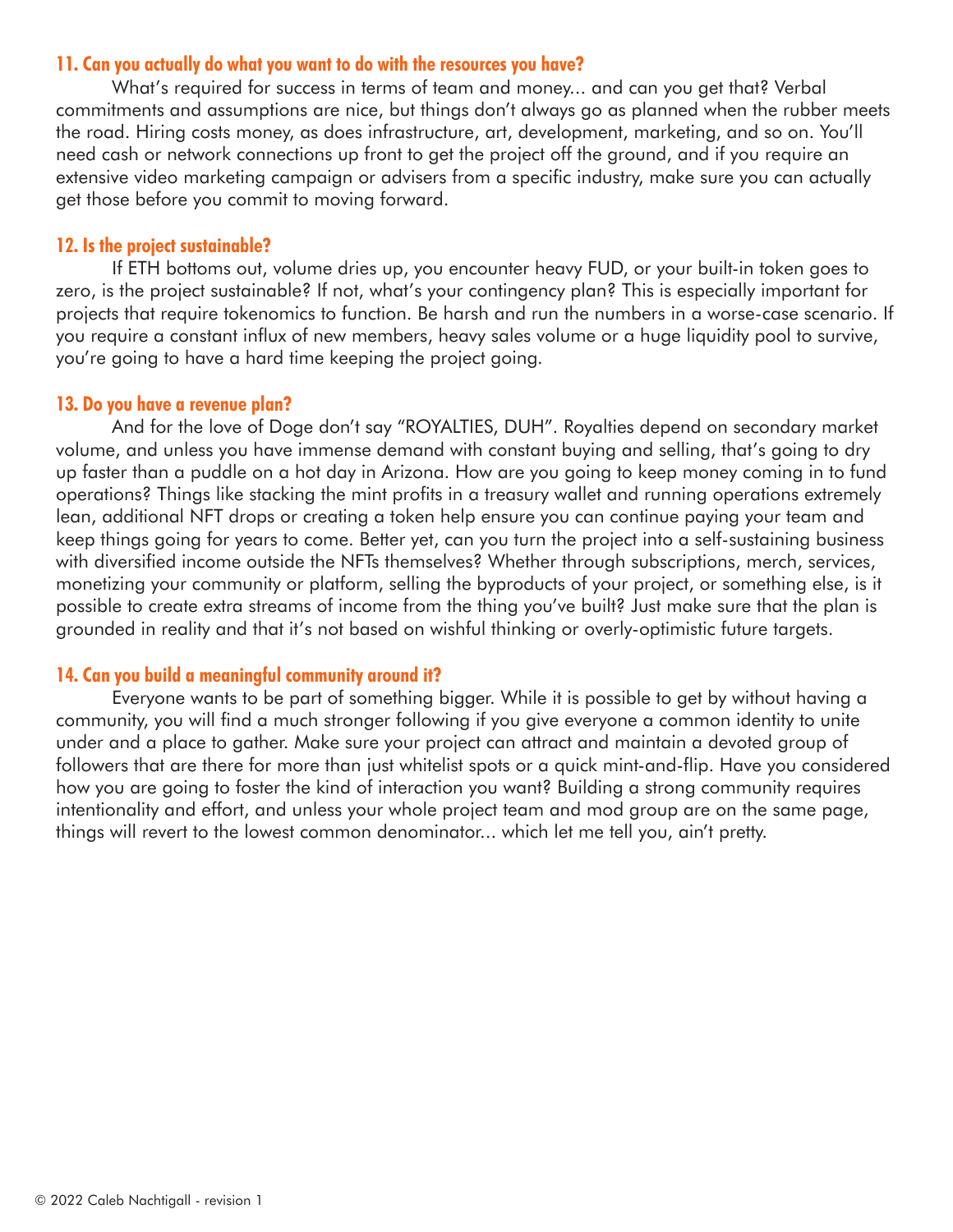### 11. Can you actually do what you want to do with the resources you have?

What's required for success in terms of team and money... and can you get that? Verbal commitments and assumptions are nice, but things don't always go as planned when the rubber meets the road. Hiring costs money, as does infrastructure, art, development, marketing, and so on. You'll need cash or network connections up front to get the project off the ground, and if you require an extensive video marketing campaign or advisers from a specific industry, make sure you can actually get those before you commit to moving forward.

### 12. Is the project sustainable?

If ETH bottoms out, volume dries up, you encounter heavy FUD, or your built-in token goes to zero, is the project sustainable? If not, what's your contingency plan? This is especially important for projects that require tokenomics to function. Be harsh and run the numbers in a worse-case scenario. If you require a constant influx of new members, heavy sales volume or a huge liquidity pool to survive, you're going to have a hard time keeping the project going.

### 13. Do you have a revenue plan?

And for the love of Doge don't say "ROYALTIES, DUH". Royalties depend on secondary market volume, and unless you have immense demand with constant buying and selling, that's going to dry up faster than a puddle on a hot day in Arizona. How are you going to keep money coming in to fund operations? Things like stacking the mint profits in a treasury wallet and running operations extremely lean, additional NFT drops or creating a token help ensure you can continue paying your team and keep things going for years to come. Better yet, can you turn the project into a self-sustaining business with diversified income outside the NFTs themselves? Whether through subscriptions, merch, services, monetizing your community or platform, selling the byproducts of your project, or something else, is it possible to create extra streams of income from the thing you've built? Just make sure that the plan is grounded in reality and that it's not based on wishful thinking or overly-optimistic future targets.

### 14. Can you build a meaningful community around it?

Everyone wants to be part of something bigger. While it is possible to get by without having a community, you will find a much stronger following if you give everyone a common identity to unite under and a place to gather. Make sure your project can attract and maintain a devoted group of followers that are there for more than just whitelist spots or a quick mint-and-flip. Have you considered how you are going to foster the kind of interaction you want? Building a strong community requires intentionality and effort, and unless your whole project team and mod group are on the same page, things will revert to the lowest common denominator... which let me tell you, ain't pretty.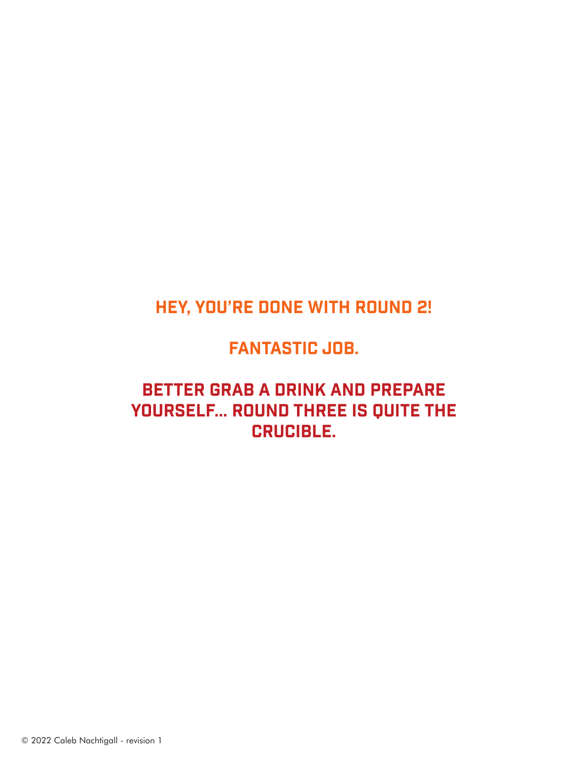## HEY, YOU'RE DONE WITH ROUND 2!

## FANTASTIC JOB.

## BETTER GRAB A DRINK AND PREPARE YOURSELF... ROUND THREE IS QUITE THE CRUCIBLE.

© 2022 Caleb Nachtigall - revision 1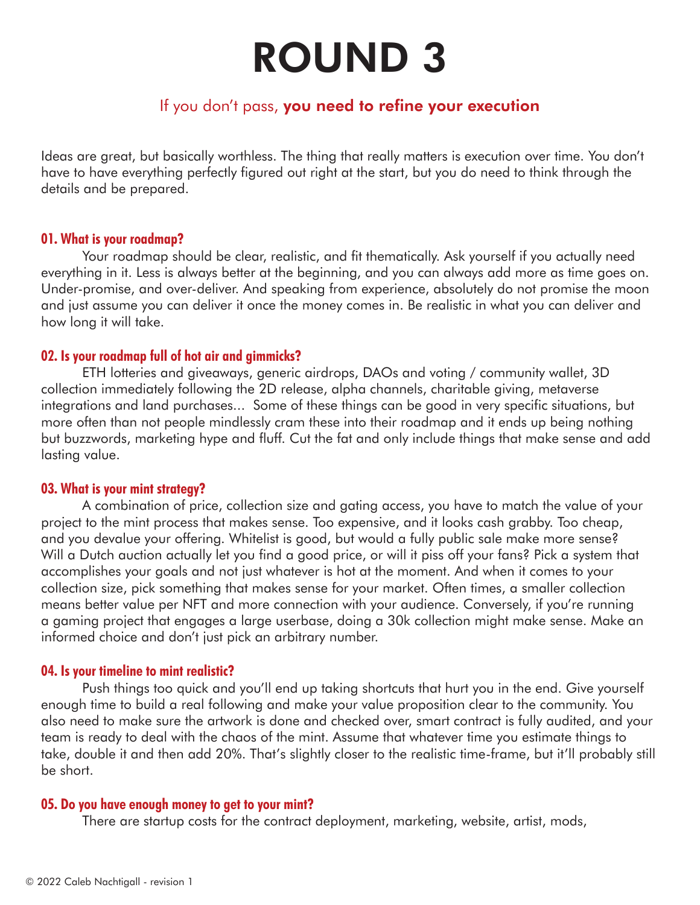# ROUND 3

## If you don't pass, **you need to refine your execution**

Ideas are great, but basically worthless. The thing that really matters is execution over time. You don't have to have everything perfectly figured out right at the start, but you do need to think through the details and be prepared.

### 01. What is your roadmap?

Your roadmap should be clear, realistic, and fit thematically. Ask yourself if you actually need everything in it. Less is always better at the beginning, and you can always add more as time goes on. Under-promise, and over-deliver. And speaking from experience, absolutely do not promise the moon and just assume you can deliver it once the money comes in. Be realistic in what you can deliver and how long it will take.

### 02. Is your roadmap full of hot air and gimmicks?

ETH lotteries and giveaways, generic airdrops, DAOs and voting / community wallet, 3D collection immediately following the 2D release, alpha channels, charitable giving, metaverse integrations and land purchases... Some of these things can be good in very specific situations, but more often than not people mindlessly cram these into their roadmap and it ends up being nothing but buzzwords, marketing hype and fluff. Cut the fat and only include things that make sense and add lasting value.

### 03. What is your mint strategy?

A combination of price, collection size and gating access, you have to match the value of your project to the mint process that makes sense. Too expensive, and it looks cash grabby. Too cheap, and you devalue your offering. Whitelist is good, but would a fully public sale make more sense? Will a Dutch auction actually let you find a good price, or will it piss off your fans? Pick a system that accomplishes your goals and not just whatever is hot at the moment. And when it comes to your collection size, pick something that makes sense for your market. Often times, a smaller collection means better value per NFT and more connection with your audience. Conversely, if you're running a gaming project that engages a large userbase, doing a 30k collection might make sense. Make an informed choice and don't just pick an arbitrary number.

### 04. Is your timeline to mint realistic?

Push things too quick and you'll end up taking shortcuts that hurt you in the end. Give yourself enough time to build a real following and make your value proposition clear to the community. You also need to make sure the artwork is done and checked over, smart contract is fully audited, and your team is ready to deal with the chaos of the mint. Assume that whatever time you estimate things to take, double it and then add 20%. That's slightly closer to the realistic time-frame, but it'll probably still be short.

### 05. Do you have enough money to get to your mint?

There are startup costs for the contract deployment, marketing, website, artist, mods,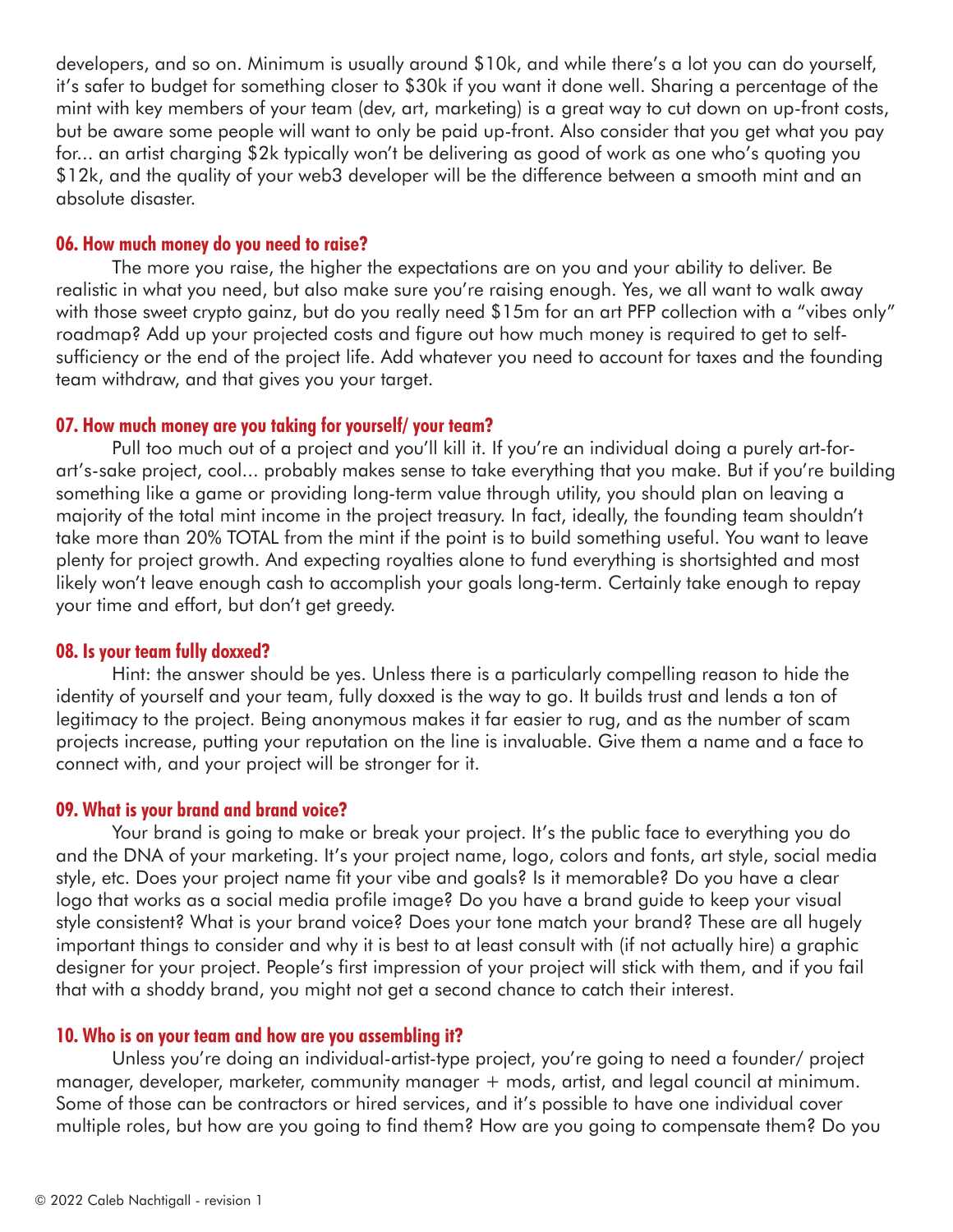developers, and so on. Minimum is usually around $10k, and while there's a lot you can do yourself, it's safer to budget for something closer to $30k if you want it done well. Sharing a percentage of the mint with key members of your team (dev, art, marketing) is a great way to cut down on up-front costs, but be aware some people will want to only be paid up-front. Also consider that you get what you pay for... an artist charging $2k typically won't be delivering as good of work as one who's quoting you $12k, and the quality of your web3 developer will be the difference between a smooth mint and an absolute disaster.

### 06. How much money do you need to raise?

The more you raise, the higher the expectations are on you and your ability to deliver. Be realistic in what you need, but also make sure you're raising enough. Yes, we all want to walk away with those sweet crypto gainz, but do you really need $15m for an art PFP collection with a "vibes only" roadmap? Add up your projected costs and figure out how much money is required to get to self-sufficiency or the end of the project life. Add whatever you need to account for taxes and the founding team withdraw, and that gives you your target.

### 07. How much money are you taking for yourself/ your team?

Pull too much out of a project and you'll kill it. If you're an individual doing a purely art-for-art's-sake project, cool... probably makes sense to take everything that you make. But if you're building something like a game or providing long-term value through utility, you should plan on leaving a majority of the total mint income in the project treasury. In fact, ideally, the founding team shouldn't take more than 20% TOTAL from the mint if the point is to build something useful. You want to leave plenty for project growth. And expecting royalties alone to fund everything is shortsighted and most likely won't leave enough cash to accomplish your goals long-term. Certainly take enough to repay your time and effort, but don't get greedy.

### 08. Is your team fully doxxed?

Hint: the answer should be yes. Unless there is a particularly compelling reason to hide the identity of yourself and your team, fully doxxed is the way to go. It builds trust and lends a ton of legitimacy to the project. Being anonymous makes it far easier to rug, and as the number of scam projects increase, putting your reputation on the line is invaluable. Give them a name and a face to connect with, and your project will be stronger for it.

### 09. What is your brand and brand voice?

Your brand is going to make or break your project. It's the public face to everything you do and the DNA of your marketing. It's your project name, logo, colors and fonts, art style, social media style, etc. Does your project name fit your vibe and goals? Is it memorable? Do you have a clear logo that works as a social media profile image? Do you have a brand guide to keep your visual style consistent? What is your brand voice? Does your tone match your brand? These are all hugely important things to consider and why it is best to at least consult with (if not actually hire) a graphic designer for your project. People's first impression of your project will stick with them, and if you fail that with a shoddy brand, you might not get a second chance to catch their interest.

### 10. Who is on your team and how are you assembling it?

Unless you're doing an individual-artist-type project, you're going to need a founder/ project manager, developer, marketer, community manager + mods, artist, and legal council at minimum. Some of those can be contractors or hired services, and it's possible to have one individual cover multiple roles, but how are you going to find them? How are you going to compensate them? Do you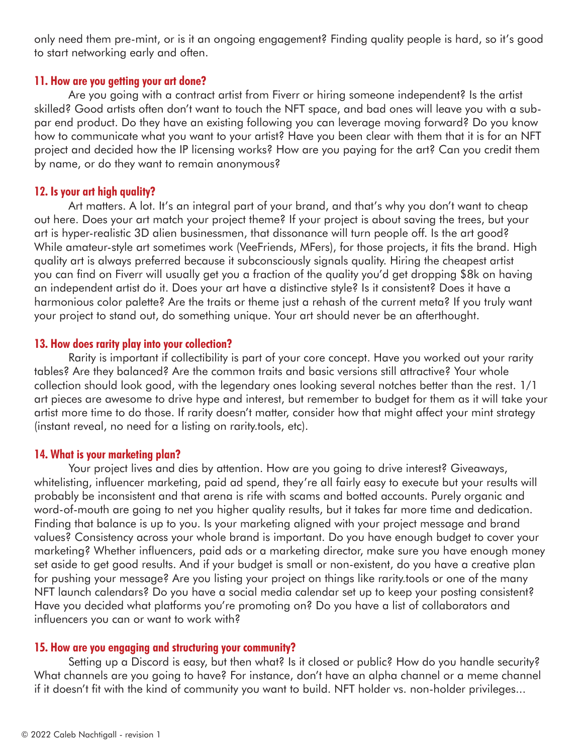only need them pre-mint, or is it an ongoing engagement? Finding quality people is hard, so it's good to start networking early and often.

### 11. How are you getting your art done?

Are you going with a contract artist from Fiverr or hiring someone independent? Is the artist skilled? Good artists often don't want to touch the NFT space, and bad ones will leave you with a sub-par end product. Do they have an existing following you can leverage moving forward? Do you know how to communicate what you want to your artist? Have you been clear with them that it is for an NFT project and decided how the IP licensing works? How are you paying for the art? Can you credit them by name, or do they want to remain anonymous?

### 12. Is your art high quality?

Art matters. A lot. It's an integral part of your brand, and that's why you don't want to cheap out here. Does your art match your project theme? If your project is about saving the trees, but your art is hyper-realistic 3D alien businessmen, that dissonance will turn people off. Is the art good? While amateur-style art sometimes work (VeeFriends, MFers), for those projects, it fits the brand. High quality art is always preferred because it subconsciously signals quality. Hiring the cheapest artist you can find on Fiverr will usually get you a fraction of the quality you'd get dropping $8k on having an independent artist do it. Does your art have a distinctive style? Is it consistent? Does it have a harmonious color palette? Are the traits or theme just a rehash of the current meta? If you truly want your project to stand out, do something unique. Your art should never be an afterthought.

### 13. How does rarity play into your collection?

Rarity is important if collectibility is part of your core concept. Have you worked out your rarity tables? Are they balanced? Are the common traits and basic versions still attractive? Your whole collection should look good, with the legendary ones looking several notches better than the rest. 1/1 art pieces are awesome to drive hype and interest, but remember to budget for them as it will take your artist more time to do those. If rarity doesn't matter, consider how that might affect your mint strategy (instant reveal, no need for a listing on rarity.tools, etc).

### 14. What is your marketing plan?

Your project lives and dies by attention. How are you going to drive interest? Giveaways, whitelisting, influencer marketing, paid ad spend, they're all fairly easy to execute but your results will probably be inconsistent and that arena is rife with scams and botted accounts. Purely organic and word-of-mouth are going to net you higher quality results, but it takes far more time and dedication. Finding that balance is up to you. Is your marketing aligned with your project message and brand values? Consistency across your whole brand is important. Do you have enough budget to cover your marketing? Whether influencers, paid ads or a marketing director, make sure you have enough money set aside to get good results. And if your budget is small or non-existent, do you have a creative plan for pushing your message? Are you listing your project on things like rarity.tools or one of the many NFT launch calendars? Do you have a social media calendar set up to keep your posting consistent? Have you decided what platforms you're promoting on? Do you have a list of collaborators and influencers you can or want to work with?

### 15. How are you engaging and structuring your community?

Setting up a Discord is easy, but then what? Is it closed or public? How do you handle security? What channels are you going to have? For instance, don't have an alpha channel or a meme channel if it doesn't fit with the kind of community you want to build. NFT holder vs. non-holder privileges...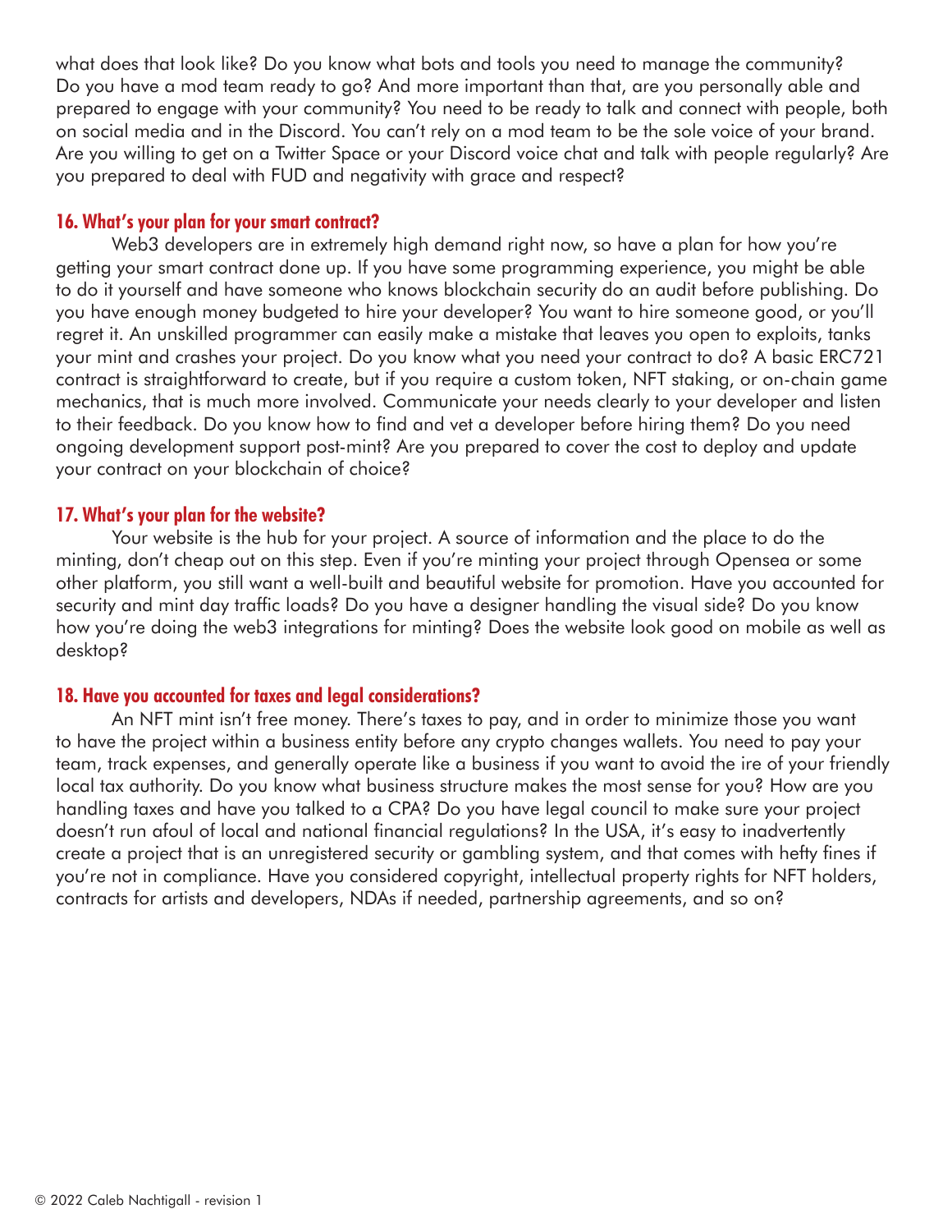what does that look like? Do you know what bots and tools you need to manage the community? Do you have a mod team ready to go? And more important than that, are you personally able and prepared to engage with your community? You need to be ready to talk and connect with people, both on social media and in the Discord. You can't rely on a mod team to be the sole voice of your brand. Are you willing to get on a Twitter Space or your Discord voice chat and talk with people regularly? Are you prepared to deal with FUD and negativity with grace and respect?

### 16. What's your plan for your smart contract?

Web3 developers are in extremely high demand right now, so have a plan for how you're getting your smart contract done up. If you have some programming experience, you might be able to do it yourself and have someone who knows blockchain security do an audit before publishing. Do you have enough money budgeted to hire your developer? You want to hire someone good, or you'll regret it. An unskilled programmer can easily make a mistake that leaves you open to exploits, tanks your mint and crashes your project. Do you know what you need your contract to do? A basic ERC721 contract is straightforward to create, but if you require a custom token, NFT staking, or on-chain game mechanics, that is much more involved. Communicate your needs clearly to your developer and listen to their feedback. Do you know how to find and vet a developer before hiring them? Do you need ongoing development support post-mint? Are you prepared to cover the cost to deploy and update your contract on your blockchain of choice?

### 17. What's your plan for the website?

Your website is the hub for your project. A source of information and the place to do the minting, don't cheap out on this step. Even if you're minting your project through Opensea or some other platform, you still want a well-built and beautiful website for promotion. Have you accounted for security and mint day traffic loads? Do you have a designer handling the visual side? Do you know how you're doing the web3 integrations for minting? Does the website look good on mobile as well as desktop?

### 18. Have you accounted for taxes and legal considerations?

An NFT mint isn't free money. There's taxes to pay, and in order to minimize those you want to have the project within a business entity before any crypto changes wallets. You need to pay your team, track expenses, and generally operate like a business if you want to avoid the ire of your friendly local tax authority. Do you know what business structure makes the most sense for you? How are you handling taxes and have you talked to a CPA? Do you have legal council to make sure your project doesn't run afoul of local and national financial regulations? In the USA, it's easy to inadvertently create a project that is an unregistered security or gambling system, and that comes with hefty fines if you're not in compliance. Have you considered copyright, intellectual property rights for NFT holders, contracts for artists and developers, NDAs if needed, partnership agreements, and so on?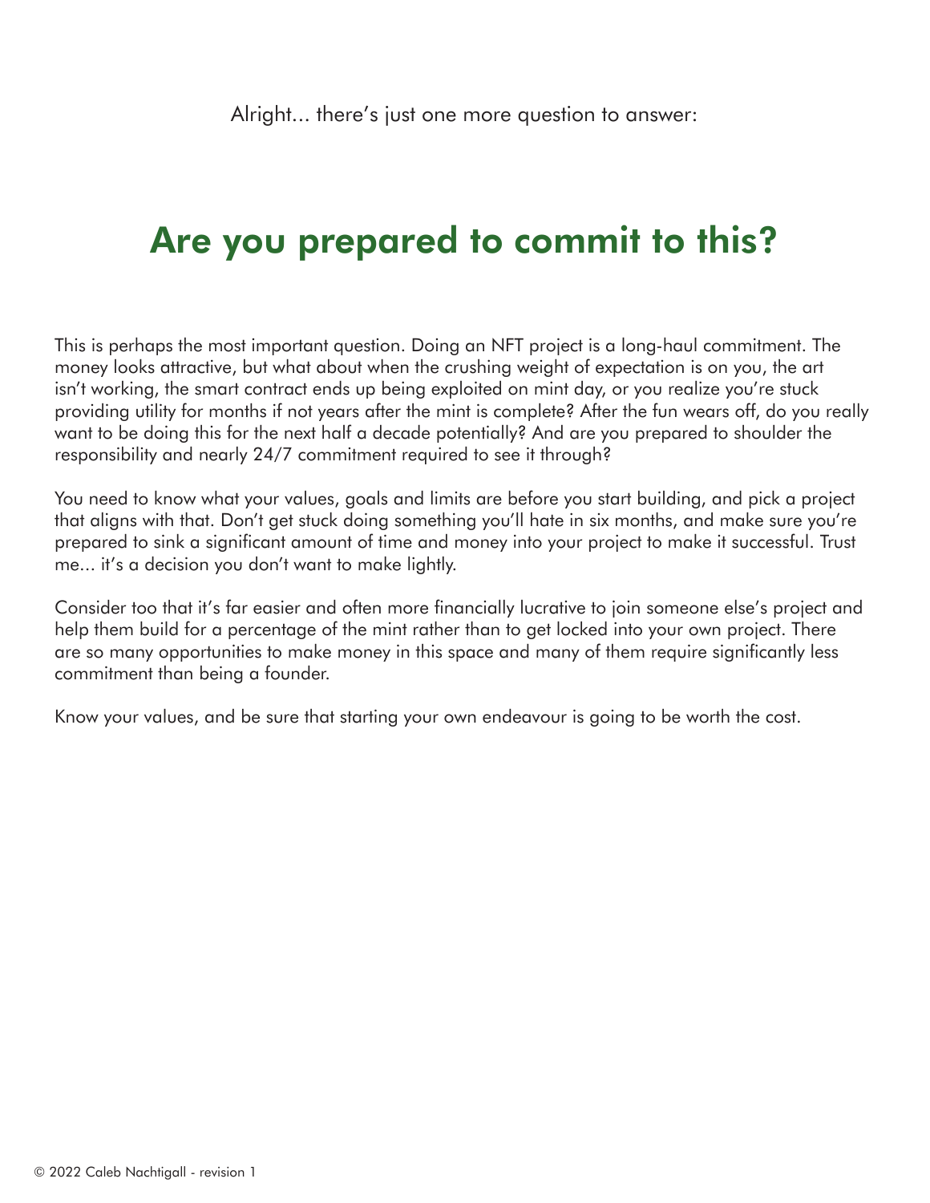Alright… there's just one more question to answer:

# Are you prepared to commit to this?

This is perhaps the most important question. Doing an NFT project is a long-haul commitment. The money looks attractive, but what about when the crushing weight of expectation is on you, the art isn't working, the smart contract ends up being exploited on mint day, or you realize you're stuck providing utility for months if not years after the mint is complete? After the fun wears off, do you really want to be doing this for the next half a decade potentially? And are you prepared to shoulder the responsibility and nearly 24/7 commitment required to see it through?

You need to know what your values, goals and limits are before you start building, and pick a project that aligns with that. Don't get stuck doing something you'll hate in six months, and make sure you're prepared to sink a significant amount of time and money into your project to make it successful. Trust me… it's a decision you don't want to make lightly.

Consider too that it's far easier and often more financially lucrative to join someone else's project and help them build for a percentage of the mint rather than to get locked into your own project. There are so many opportunities to make money in this space and many of them require significantly less commitment than being a founder.

Know your values, and be sure that starting your own endeavour is going to be worth the cost.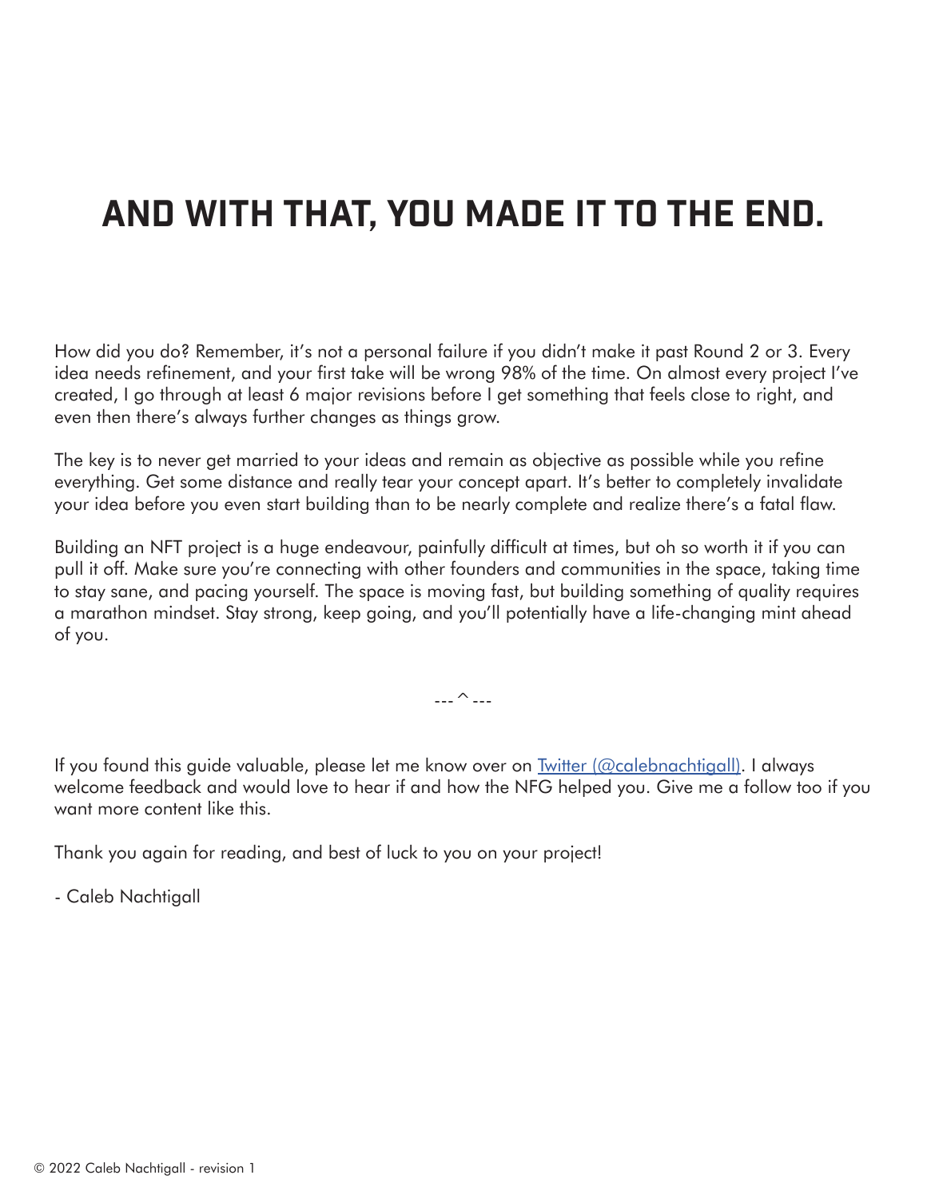# AND WITH THAT, YOU MADE IT TO THE END.

How did you do? Remember, it's not a personal failure if you didn't make it past Round 2 or 3. Every idea needs refinement, and your first take will be wrong 98% of the time. On almost every project I've created, I go through at least 6 major revisions before I get something that feels close to right, and even then there's always further changes as things grow.

The key is to never get married to your ideas and remain as objective as possible while you refine everything. Get some distance and really tear your concept apart. It's better to completely invalidate your idea before you even start building than to be nearly complete and realize there's a fatal flaw.

Building an NFT project is a huge endeavour, painfully difficult at times, but oh so worth it if you can pull it off. Make sure you're connecting with other founders and communities in the space, taking time to stay sane, and pacing yourself. The space is moving fast, but building something of quality requires a marathon mindset. Stay strong, keep going, and you'll potentially have a life-changing mint ahead of you.

--- ^ ---

If you found this guide valuable, please let me know over on [Twitter (@calebnachtigall)](https://twitter.com/calebnachtigall). I always welcome feedback and would love to hear if and how the NFG helped you. Give me a follow too if you want more content like this.

Thank you again for reading, and best of luck to you on your project!

- Caleb Nachtigall

© 2022 Caleb Nachtigall - revision 1